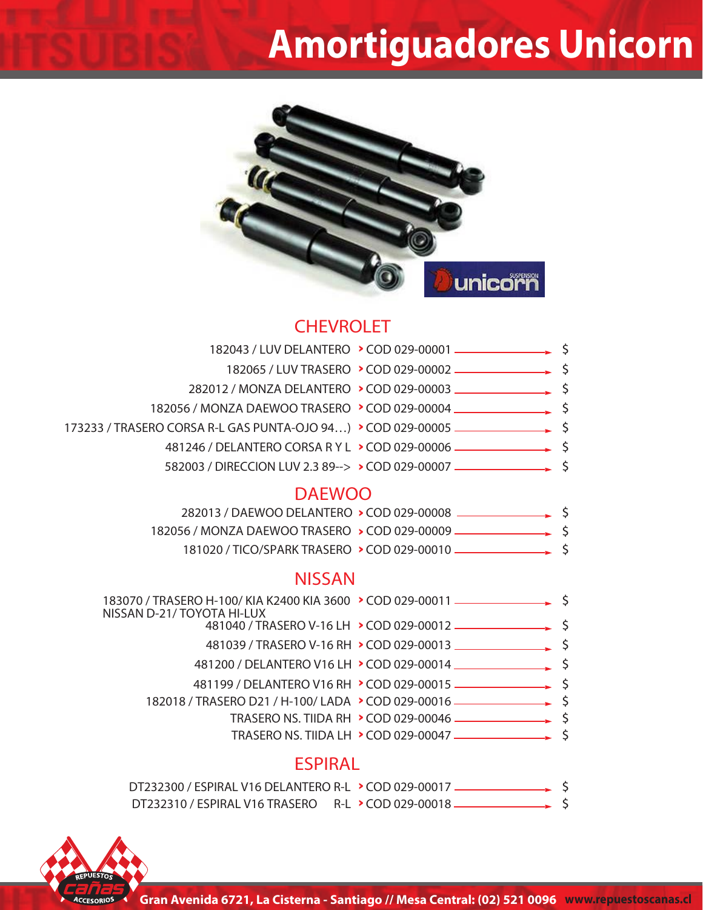# Amortiguadores Unicorn

## CHEVROLET

| Producto | Código | Precio |
|---|---|---|
| 182043 / LUV DELANTERO | COD 029-00001 | $ |
| 182065 / LUV TRASERO | COD 029-00002 | $ |
| 282012 / MONZA DELANTERO | COD 029-00003 | $ |
| 182056 / MONZA DAEWOO TRASERO | COD 029-00004 | $ |
| 173233 / TRASERO CORSA R-L GAS PUNTA-OJO 94…) | COD 029-00005 | $ |
| 481246 / DELANTERO CORSA R Y L | COD 029-00006 | $ |
| 582003 / DIRECCION LUV 2.3 89--> | COD 029-00007 | $ |

## DAEWOO

| Producto | Código | Precio |
|---|---|---|
| 282013 / DAEWOO DELANTERO | COD 029-00008 | $ |
| 182056 / MONZA DAEWOO TRASERO | COD 029-00009 | $ |
| 181020 / TICO/SPARK TRASERO | COD 029-00010 | $ |

## NISSAN

| Producto | Código | Precio |
|---|---|---|
| 183070 / TRASERO H-100/ KIA K2400 KIA 3600 NISSAN D-21/ TOYOTA HI-LUX | COD 029-00011 | $ |
| 481040 / TRASERO V-16 LH | COD 029-00012 | $ |
| 481039 / TRASERO V-16 RH | COD 029-00013 | $ |
| 481200 / DELANTERO V16 LH | COD 029-00014 | $ |
| 481199 / DELANTERO V16 RH | COD 029-00015 | $ |
| 182018 / TRASERO D21 / H-100/ LADA | COD 029-00016 | $ |
| TRASERO NS. TIIDA RH | COD 029-00046 | $ |
| TRASERO NS. TIIDA LH | COD 029-00047 | $ |

## ESPIRAL

| Producto | Código | Precio |
|---|---|---|
| DT232300 / ESPIRAL V16 DELANTERO R-L | COD 029-00017 | $ |
| DT232310 / ESPIRAL V16 TRASERO R-L | COD 029-00018 | $ |

**Gran Avenida 6721, La Cisterna - Santiago // Mesa Central: (02) 521 0096 www.repuestoscanas.cl**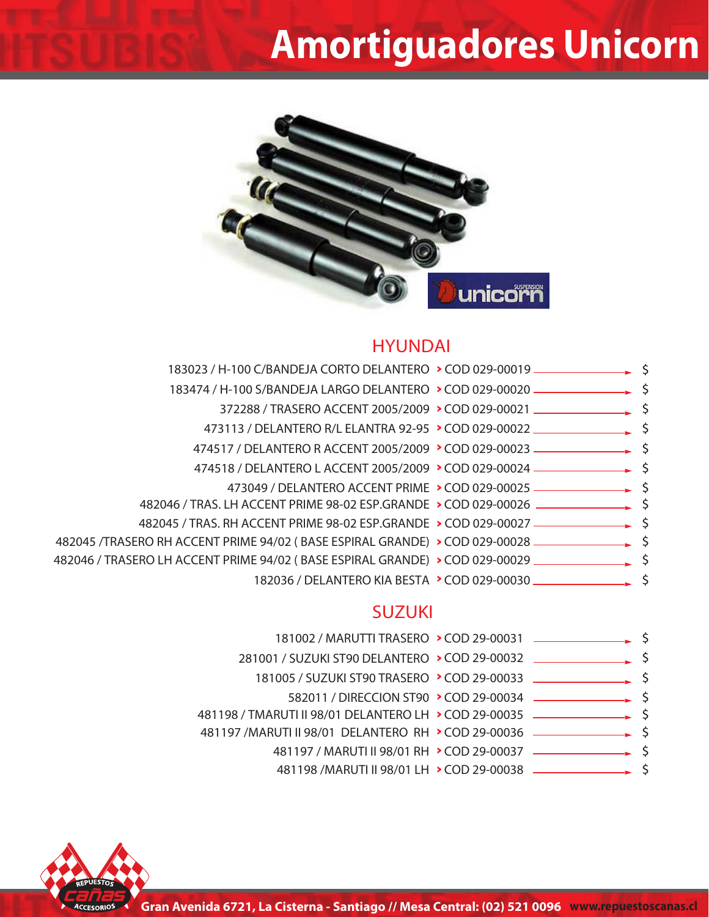# Amortiguadores Unicorn

## HYUNDAI

| Descripción | Código | Precio |
|---|---|---|
| 183023 / H-100 C/BANDEJA CORTO DELANTERO | COD 029-00019 | $ |
| 183474 / H-100 S/BANDEJA LARGO DELANTERO | COD 029-00020 | $ |
| 372288 / TRASERO ACCENT 2005/2009 | COD 029-00021 | $ |
| 473113 / DELANTERO R/L ELANTRA 92-95 | COD 029-00022 | $ |
| 474517 / DELANTERO R ACCENT 2005/2009 | COD 029-00023 | $ |
| 474518 / DELANTERO L ACCENT 2005/2009 | COD 029-00024 | $ |
| 473049 / DELANTERO ACCENT PRIME | COD 029-00025 | $ |
| 482046 / TRAS. LH ACCENT PRIME 98-02 ESP.GRANDE | COD 029-00026 | $ |
| 482045 / TRAS. RH ACCENT PRIME 98-02 ESP.GRANDE | COD 029-00027 | $ |
| 482045 /TRASERO RH ACCENT PRIME 94/02 ( BASE ESPIRAL GRANDE) | COD 029-00028 | $ |
| 482046 / TRASERO LH ACCENT PRIME 94/02 ( BASE ESPIRAL GRANDE) | COD 029-00029 | $ |
| 182036 / DELANTERO KIA BESTA | COD 029-00030 | $ |

## SUZUKI

| Descripción | Código | Precio |
|---|---|---|
| 181002 / MARUTTI TRASERO | COD 29-00031 | $ |
| 281001 / SUZUKI ST90 DELANTERO | COD 29-00032 | $ |
| 181005 / SUZUKI ST90 TRASERO | COD 29-00033 | $ |
| 582011 / DIRECCION ST90 | COD 29-00034 | $ |
| 481198 / TMARUTI II 98/01 DELANTERO LH | COD 29-00035 | $ |
| 481197 /MARUTI II 98/01 DELANTERO RH | COD 29-00036 | $ |
| 481197 / MARUTI II 98/01 RH | COD 29-00037 | $ |
| 481198 /MARUTI II 98/01 LH | COD 29-00038 | $ |

Gran Avenida 6721, La Cisterna - Santiago // Mesa Central: (02) 521 0096 www.repuestoscanas.cl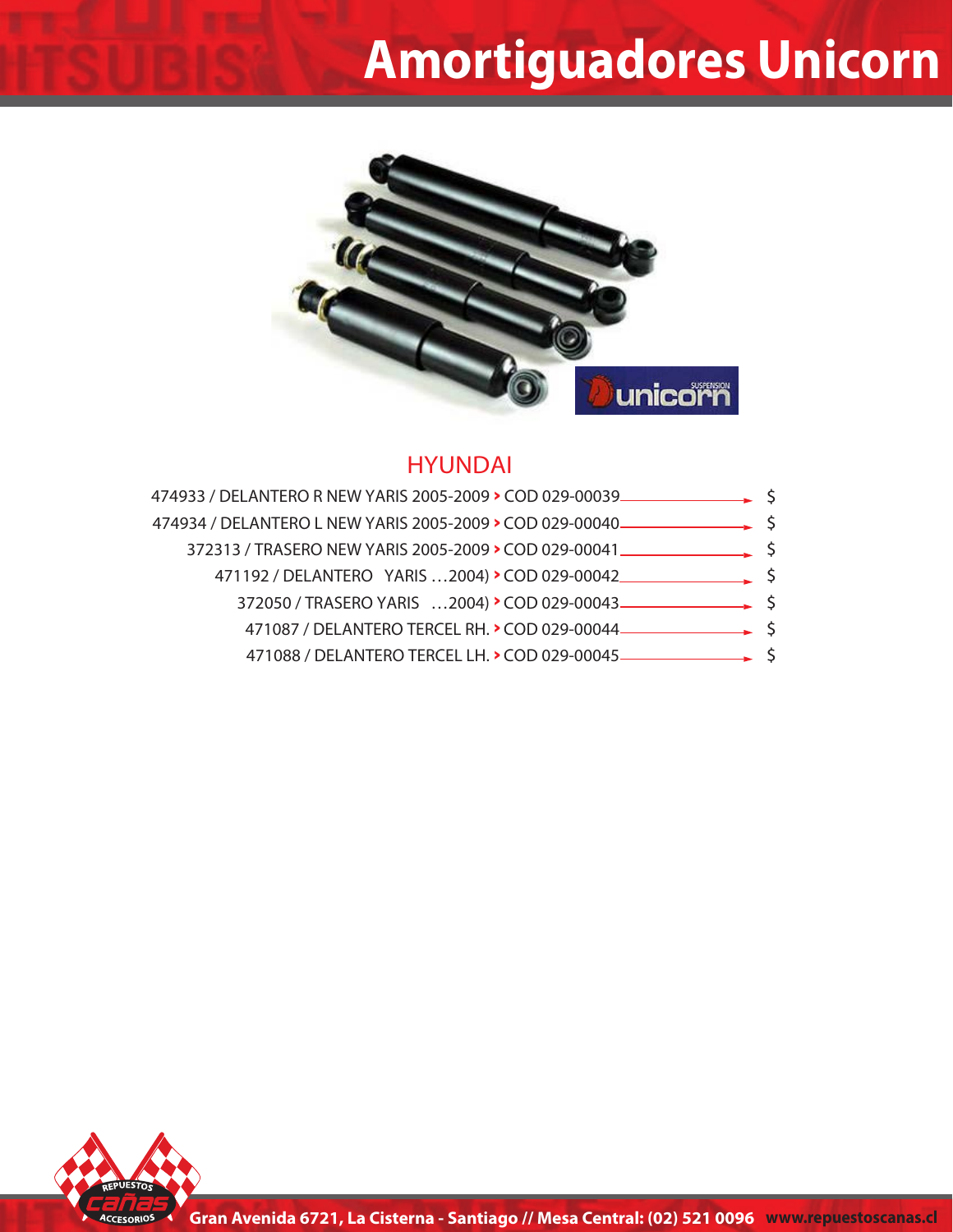# Amortiguadores Unicorn

## HYUNDAI

474933 / DELANTERO R NEW YARIS 2005-2009 › COD 029-00039 → $

474934 / DELANTERO L NEW YARIS 2005-2009 › COD 029-00040 → $

372313 / TRASERO NEW YARIS 2005-2009 › COD 029-00041 → $

471192 / DELANTERO YARIS …2004) › COD 029-00042 → $

372050 / TRASERO YARIS …2004) › COD 029-00043 → $

471087 / DELANTERO TERCEL RH. › COD 029-00044 → $

471088 / DELANTERO TERCEL LH. › COD 029-00045 → $

Gran Avenida 6721, La Cisterna - Santiago // Mesa Central: (02) 521 0096 www.repuestoscanas.cl